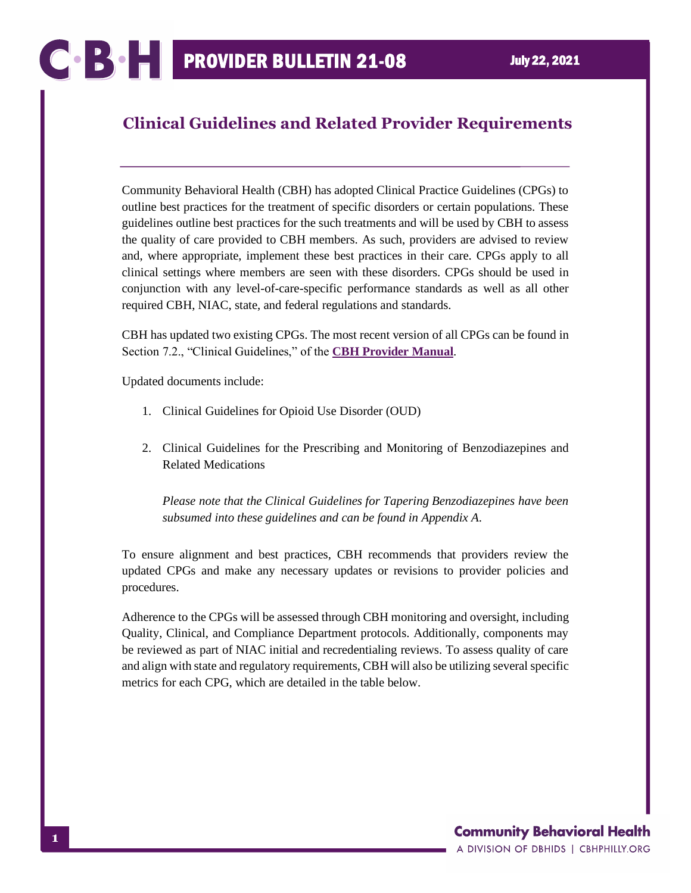# PROVIDER BULLETIN 21-08

July 22, 2021

## Clinical Guidelines and Related Provider Requirements

Community Behavioral Health (CBH) has adopted Clinical Practice Guidelines (CPGs) to outline best practices for the treatment of specific disorders or certain populations. These guidelines outline best practices for the such treatments and will be used by CBH to assess the quality of care provided to CBH members. As such, providers are advised to review and, where appropriate, implement these best practices in their care. CPGs apply to all clinical settings where members are seen with these disorders. CPGs should be used in conjunction with any level-of-care-specific performance standards as well as all other required CBH, NIAC, state, and federal regulations and standards.

CBH has updated two existing CPGs. The most recent version of all CPGs can be found in Section 7.2., "Clinical Guidelines," of the **CBH Provider Manual**.

Updated documents include:

1. Clinical Guidelines for Opioid Use Disorder (OUD)

2. Clinical Guidelines for the Prescribing and Monitoring of Benzodiazepines and Related Medications

   *Please note that the Clinical Guidelines for Tapering Benzodiazepines have been subsumed into these guidelines and can be found in Appendix A.*

To ensure alignment and best practices, CBH recommends that providers review the updated CPGs and make any necessary updates or revisions to provider policies and procedures.

Adherence to the CPGs will be assessed through CBH monitoring and oversight, including Quality, Clinical, and Compliance Department protocols. Additionally, components may be reviewed as part of NIAC initial and recredentialing reviews. To assess quality of care and align with state and regulatory requirements, CBH will also be utilizing several specific metrics for each CPG, which are detailed in the table below.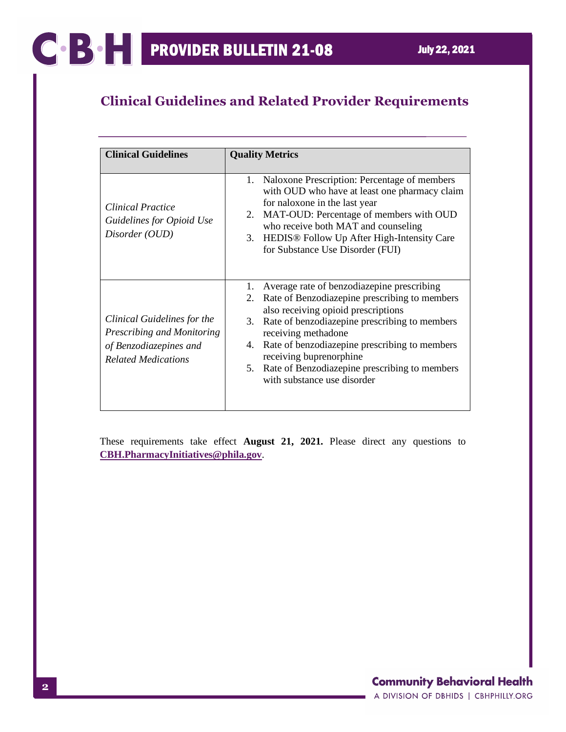## Clinical Guidelines and Related Provider Requirements

| Clinical Guidelines | Quality Metrics |
|---|---|
| *Clinical Practice Guidelines for Opioid Use Disorder (OUD)* | 1. Naloxone Prescription: Percentage of members with OUD who have at least one pharmacy claim for naloxone in the last year<br>2. MAT-OUD: Percentage of members with OUD who receive both MAT and counseling<br>3. HEDIS® Follow Up After High-Intensity Care for Substance Use Disorder (FUI) |
| *Clinical Guidelines for the Prescribing and Monitoring of Benzodiazepines and Related Medications* | 1. Average rate of benzodiazepine prescribing<br>2. Rate of Benzodiazepine prescribing to members also receiving opioid prescriptions<br>3. Rate of benzodiazepine prescribing to members receiving methadone<br>4. Rate of benzodiazepine prescribing to members receiving buprenorphine<br>5. Rate of Benzodiazepine prescribing to members with substance use disorder |

These requirements take effect **August 21, 2021.** Please direct any questions to **CBH.PharmacyInitiatives@phila.gov**.